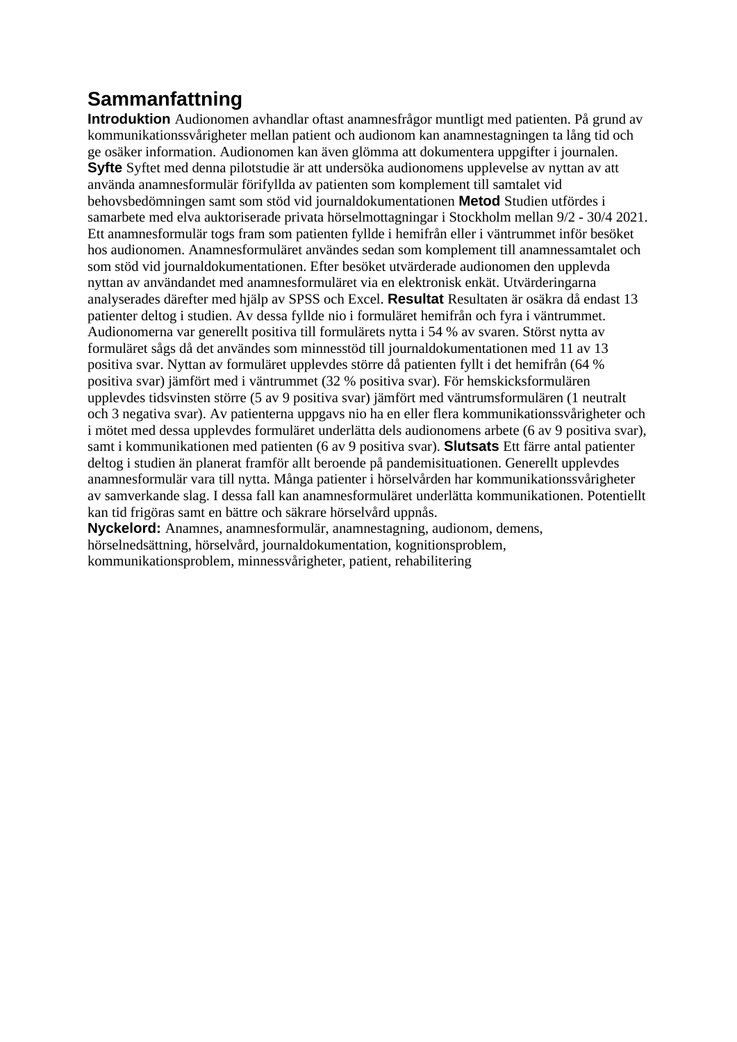## Sammanfattning

**Introduktion** Audionomen avhandlar oftast anamnesfrågor muntligt med patienten. På grund av kommunikationssvårigheter mellan patient och audionom kan anamnestagningen ta lång tid och ge osäker information. Audionomen kan även glömma att dokumentera uppgifter i journalen. **Syfte** Syftet med denna pilotstudie är att undersöka audionomens upplevelse av nyttan av att använda anamnesformulär förifyllda av patienten som komplement till samtalet vid behovsbedömningen samt som stöd vid journaldokumentationen **Metod** Studien utfördes i samarbete med elva auktoriserade privata hörselmottagningar i Stockholm mellan 9/2 - 30/4 2021. Ett anamnesformulär togs fram som patienten fyllde i hemifrån eller i väntrummet inför besöket hos audionomen. Anamnesformuläret användes sedan som komplement till anamnessamtalet och som stöd vid journaldokumentationen. Efter besöket utvärderade audionomen den upplevda nyttan av användandet med anamnesformuläret via en elektronisk enkät. Utvärderingarna analyserades därefter med hjälp av SPSS och Excel. **Resultat** Resultaten är osäkra då endast 13 patienter deltog i studien. Av dessa fyllde nio i formuläret hemifrån och fyra i väntrummet. Audionomerna var generellt positiva till formulärets nytta i 54 % av svaren. Störst nytta av formuläret sågs då det användes som minnesstöd till journaldokumentationen med 11 av 13 positiva svar. Nyttan av formuläret upplevdes större då patienten fyllt i det hemifrån (64 % positiva svar) jämfört med i väntrummet (32 % positiva svar). För hemskicksformulären upplevdes tidsvinsten större (5 av 9 positiva svar) jämfört med väntrumsformulären (1 neutralt och 3 negativa svar). Av patienterna uppgavs nio ha en eller flera kommunikationssvårigheter och i mötet med dessa upplevdes formuläret underlätta dels audionomens arbete (6 av 9 positiva svar), samt i kommunikationen med patienten (6 av 9 positiva svar). **Slutsats** Ett färre antal patienter deltog i studien än planerat framför allt beroende på pandemisituationen. Generellt upplevdes anamnesformulär vara till nytta. Många patienter i hörselvården har kommunikationssvårigheter av samverkande slag. I dessa fall kan anamnesformuläret underlätta kommunikationen. Potentiellt kan tid frigöras samt en bättre och säkrare hörselvård uppnås.

**Nyckelord:** Anamnes, anamnesformulär, anamnestagning, audionom, demens, hörselnedsättning, hörselvård, journaldokumentation, kognitionsproblem, kommunikationsproblem, minnessvårigheter, patient, rehabilitering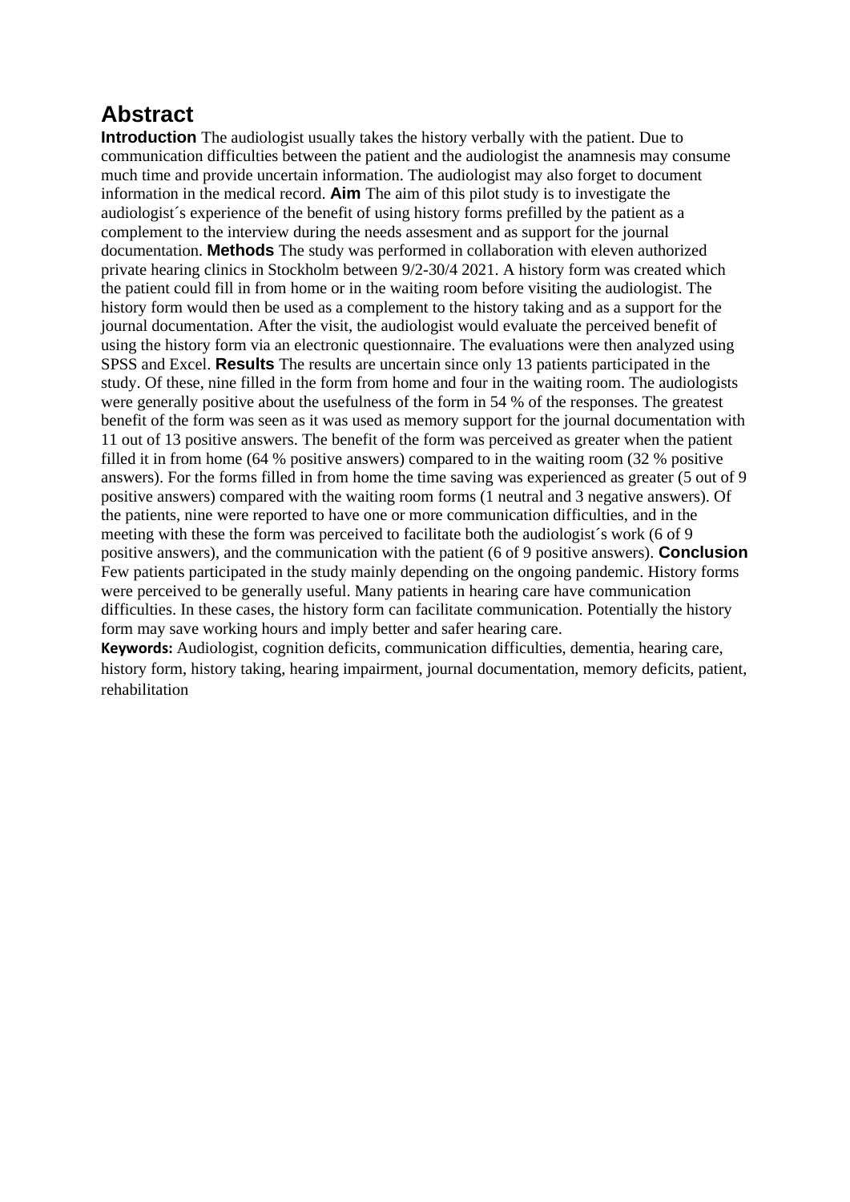# Abstract

**Introduction** The audiologist usually takes the history verbally with the patient. Due to communication difficulties between the patient and the audiologist the anamnesis may consume much time and provide uncertain information. The audiologist may also forget to document information in the medical record. **Aim** The aim of this pilot study is to investigate the audiologist´s experience of the benefit of using history forms prefilled by the patient as a complement to the interview during the needs assesment and as support for the journal documentation. **Methods** The study was performed in collaboration with eleven authorized private hearing clinics in Stockholm between 9/2-30/4 2021. A history form was created which the patient could fill in from home or in the waiting room before visiting the audiologist. The history form would then be used as a complement to the history taking and as a support for the journal documentation. After the visit, the audiologist would evaluate the perceived benefit of using the history form via an electronic questionnaire. The evaluations were then analyzed using SPSS and Excel. **Results** The results are uncertain since only 13 patients participated in the study. Of these, nine filled in the form from home and four in the waiting room. The audiologists were generally positive about the usefulness of the form in 54 % of the responses. The greatest benefit of the form was seen as it was used as memory support for the journal documentation with 11 out of 13 positive answers. The benefit of the form was perceived as greater when the patient filled it in from home (64 % positive answers) compared to in the waiting room (32 % positive answers). For the forms filled in from home the time saving was experienced as greater (5 out of 9 positive answers) compared with the waiting room forms (1 neutral and 3 negative answers). Of the patients, nine were reported to have one or more communication difficulties, and in the meeting with these the form was perceived to facilitate both the audiologist´s work (6 of 9 positive answers), and the communication with the patient (6 of 9 positive answers). **Conclusion** Few patients participated in the study mainly depending on the ongoing pandemic. History forms were perceived to be generally useful. Many patients in hearing care have communication difficulties. In these cases, the history form can facilitate communication. Potentially the history form may save working hours and imply better and safer hearing care.

**Keywords:** Audiologist, cognition deficits, communication difficulties, dementia, hearing care, history form, history taking, hearing impairment, journal documentation, memory deficits, patient, rehabilitation